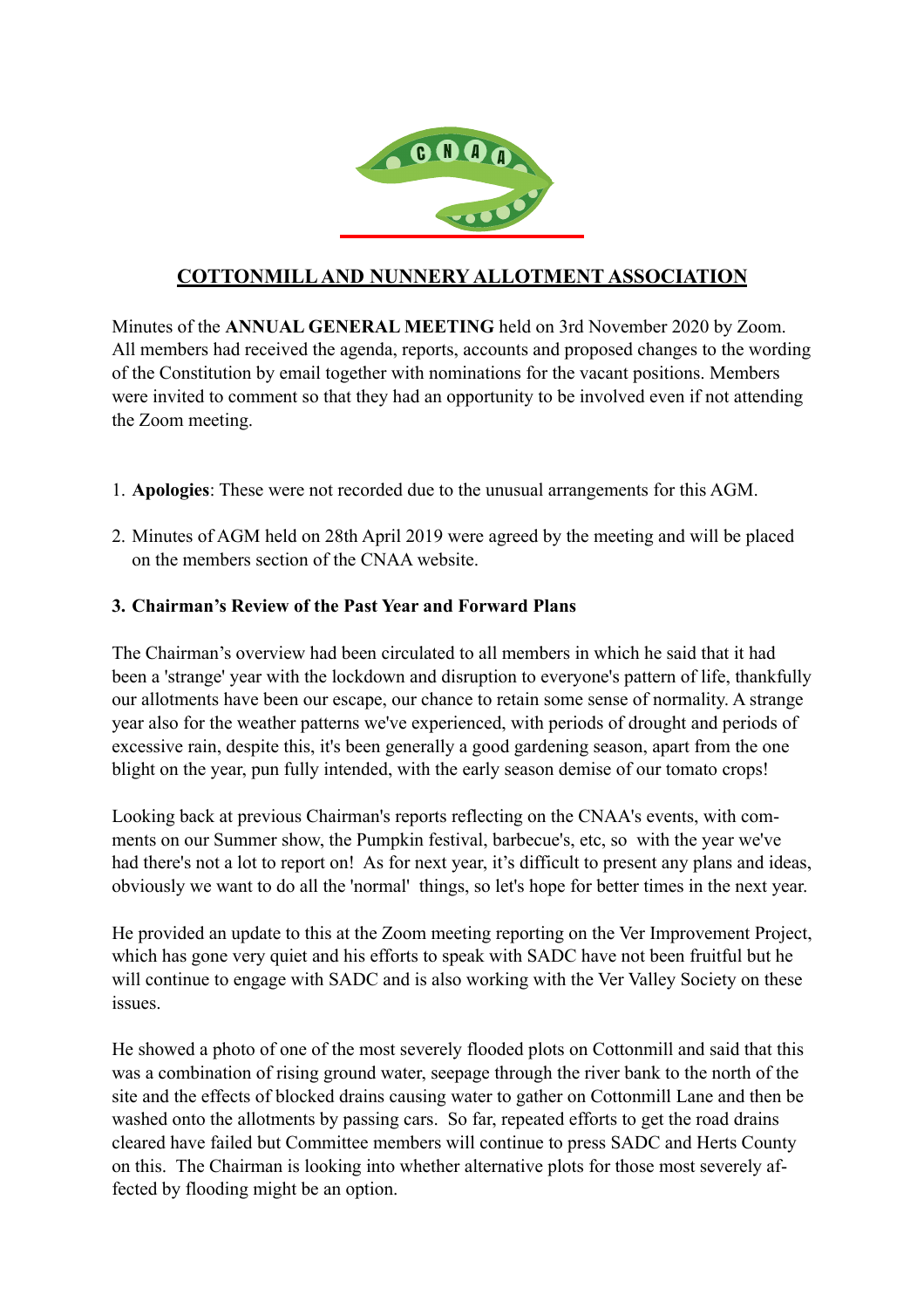# COTTONMILL AND NUNNERY ALLOTMENT ASSOCIATION

Minutes of the **ANNUAL GENERAL MEETING** held on 3rd November 2020 by Zoom. All members had received the agenda, reports, accounts and proposed changes to the wording of the Constitution by email together with nominations for the vacant positions. Members were invited to comment so that they had an opportunity to be involved even if not attending the Zoom meeting.

1. **Apologies**: These were not recorded due to the unusual arrangements for this AGM.

2. Minutes of AGM held on 28th April 2019 were agreed by the meeting and will be placed on the members section of the CNAA website.

**3. Chairman's Review of the Past Year and Forward Plans**

The Chairman's overview had been circulated to all members in which he said that it had been a 'strange' year with the lockdown and disruption to everyone's pattern of life, thankfully our allotments have been our escape, our chance to retain some sense of normality. A strange year also for the weather patterns we've experienced, with periods of drought and periods of excessive rain, despite this, it's been generally a good gardening season, apart from the one blight on the year, pun fully intended, with the early season demise of our tomato crops!

Looking back at previous Chairman's reports reflecting on the CNAA's events, with comments on our Summer show, the Pumpkin festival, barbecue's, etc, so with the year we've had there's not a lot to report on! As for next year, it's difficult to present any plans and ideas, obviously we want to do all the 'normal' things, so let's hope for better times in the next year.

He provided an update to this at the Zoom meeting reporting on the Ver Improvement Project, which has gone very quiet and his efforts to speak with SADC have not been fruitful but he will continue to engage with SADC and is also working with the Ver Valley Society on these issues.

He showed a photo of one of the most severely flooded plots on Cottonmill and said that this was a combination of rising ground water, seepage through the river bank to the north of the site and the effects of blocked drains causing water to gather on Cottonmill Lane and then be washed onto the allotments by passing cars. So far, repeated efforts to get the road drains cleared have failed but Committee members will continue to press SADC and Herts County on this. The Chairman is looking into whether alternative plots for those most severely affected by flooding might be an option.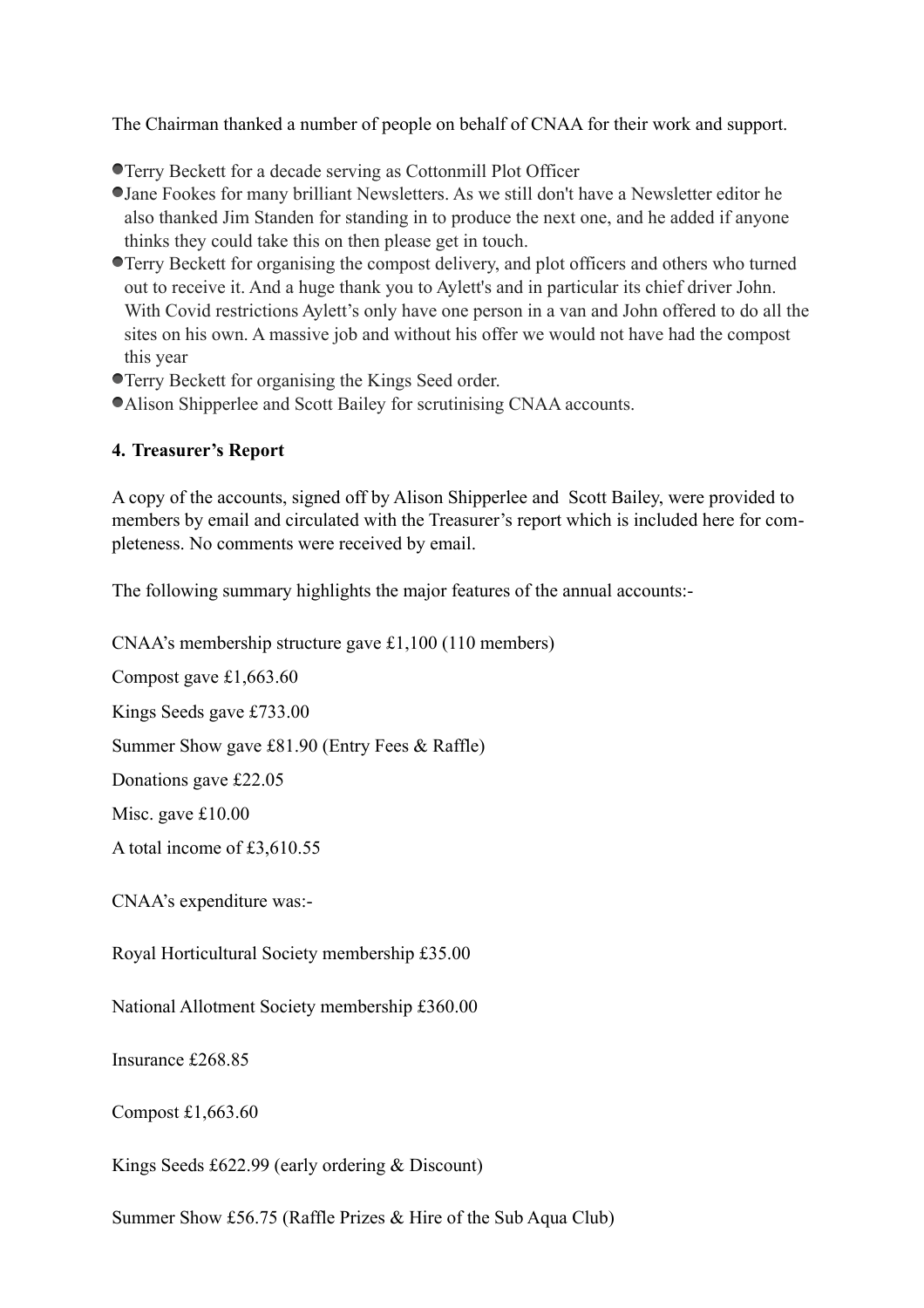The Chairman thanked a number of people on behalf of CNAA for their work and support.

- Terry Beckett for a decade serving as Cottonmill Plot Officer
- Jane Fookes for many brilliant Newsletters. As we still don't have a Newsletter editor he also thanked Jim Standen for standing in to produce the next one, and he added if anyone thinks they could take this on then please get in touch.
- Terry Beckett for organising the compost delivery, and plot officers and others who turned out to receive it. And a huge thank you to Aylett's and in particular its chief driver John. With Covid restrictions Aylett's only have one person in a van and John offered to do all the sites on his own. A massive job and without his offer we would not have had the compost this year
- Terry Beckett for organising the Kings Seed order.
- Alison Shipperlee and Scott Bailey for scrutinising CNAA accounts.

**4. Treasurer's Report**

A copy of the accounts, signed off by Alison Shipperlee and Scott Bailey, were provided to members by email and circulated with the Treasurer's report which is included here for completeness. No comments were received by email.

The following summary highlights the major features of the annual accounts:-

CNAA's membership structure gave £1,100 (110 members)

Compost gave £1,663.60

Kings Seeds gave £733.00

Summer Show gave £81.90 (Entry Fees & Raffle)

Donations gave £22.05

Misc. gave £10.00

A total income of £3,610.55

CNAA's expenditure was:-

Royal Horticultural Society membership £35.00

National Allotment Society membership £360.00

Insurance £268.85

Compost £1,663.60

Kings Seeds £622.99 (early ordering & Discount)

Summer Show £56.75 (Raffle Prizes & Hire of the Sub Aqua Club)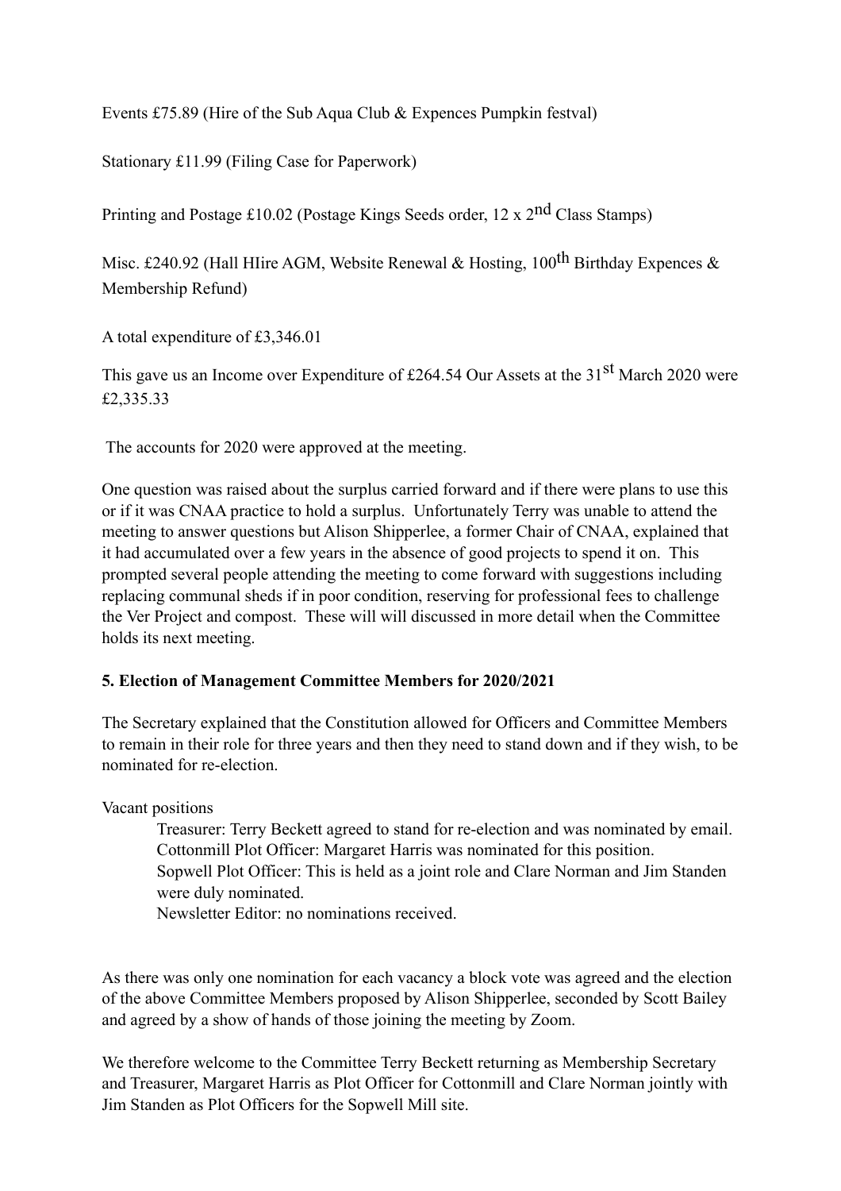Events £75.89 (Hire of the Sub Aqua Club & Expences Pumpkin festval)

Stationary £11.99 (Filing Case for Paperwork)

Printing and Postage £10.02 (Postage Kings Seeds order, 12 x 2nd Class Stamps)

Misc. £240.92 (Hall HIire AGM, Website Renewal & Hosting, 100th Birthday Expences & Membership Refund)

A total expenditure of £3,346.01

This gave us an Income over Expenditure of £264.54 Our Assets at the 31st March 2020 were £2,335.33

The accounts for 2020 were approved at the meeting.

One question was raised about the surplus carried forward and if there were plans to use this or if it was CNAA practice to hold a surplus. Unfortunately Terry was unable to attend the meeting to answer questions but Alison Shipperlee, a former Chair of CNAA, explained that it had accumulated over a few years in the absence of good projects to spend it on. This prompted several people attending the meeting to come forward with suggestions including replacing communal sheds if in poor condition, reserving for professional fees to challenge the Ver Project and compost. These will will discussed in more detail when the Committee holds its next meeting.

**5. Election of Management Committee Members for 2020/2021**

The Secretary explained that the Constitution allowed for Officers and Committee Members to remain in their role for three years and then they need to stand down and if they wish, to be nominated for re-election.

Vacant positions

Treasurer: Terry Beckett agreed to stand for re-election and was nominated by email.
Cottonmill Plot Officer: Margaret Harris was nominated for this position.
Sopwell Plot Officer: This is held as a joint role and Clare Norman and Jim Standen were duly nominated.
Newsletter Editor: no nominations received.

As there was only one nomination for each vacancy a block vote was agreed and the election of the above Committee Members proposed by Alison Shipperlee, seconded by Scott Bailey and agreed by a show of hands of those joining the meeting by Zoom.

We therefore welcome to the Committee Terry Beckett returning as Membership Secretary and Treasurer, Margaret Harris as Plot Officer for Cottonmill and Clare Norman jointly with Jim Standen as Plot Officers for the Sopwell Mill site.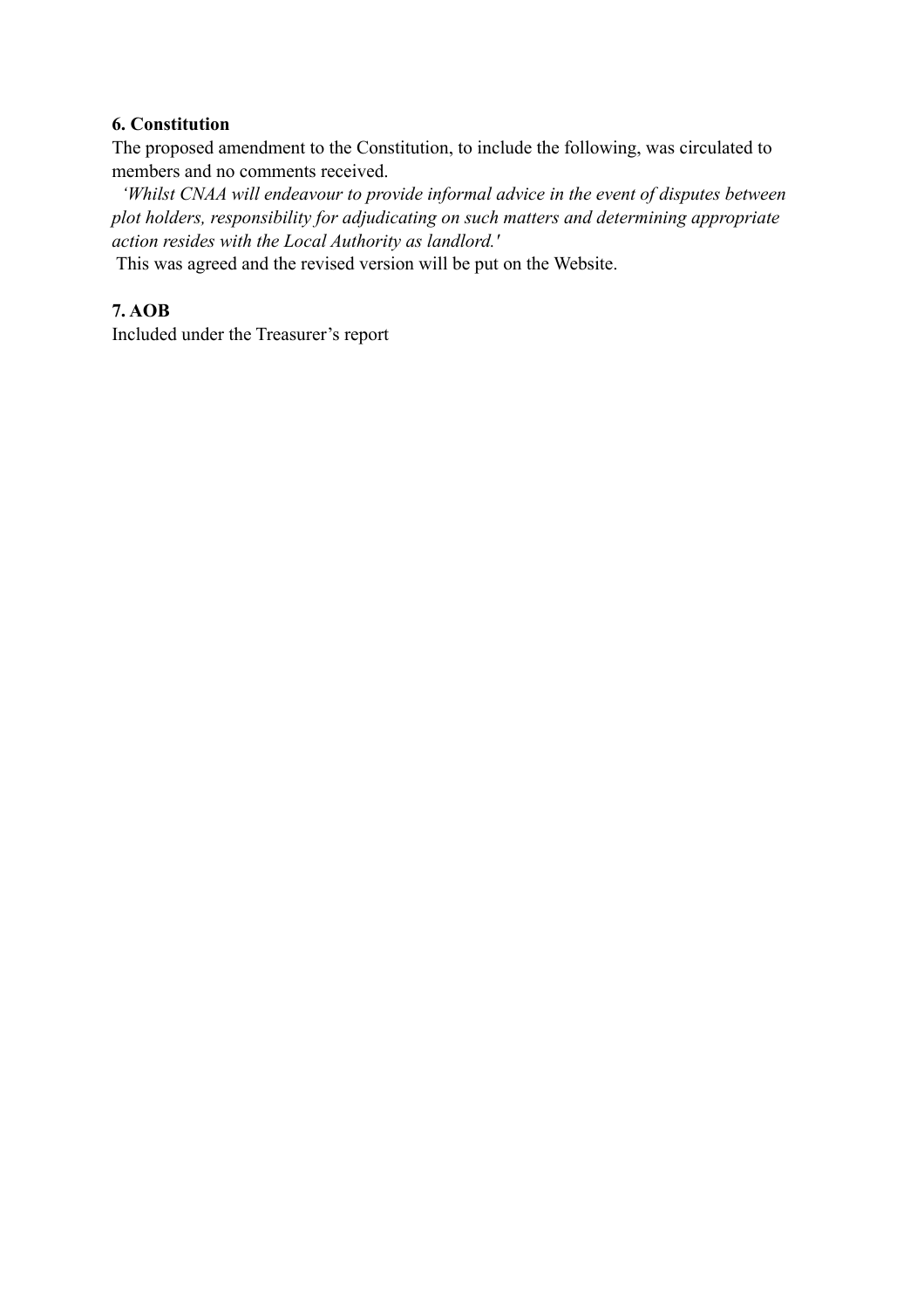**6. Constitution**

The proposed amendment to the Constitution, to include the following, was circulated to members and no comments received.

*'Whilst CNAA will endeavour to provide informal advice in the event of disputes between plot holders, responsibility for adjudicating on such matters and determining appropriate action resides with the Local Authority as landlord.'*

This was agreed and the revised version will be put on the Website.

**7. AOB**

Included under the Treasurer's report